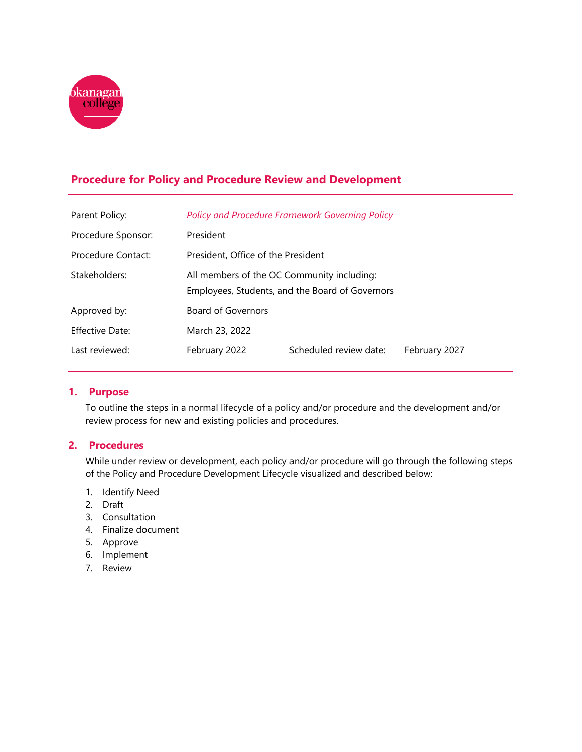# Procedure for Policy and Procedure Review and Development

| | | | |
|---|---|---|---|
| Parent Policy: | *Policy and Procedure Framework Governing Policy* | | |
| Procedure Sponsor: | President | | |
| Procedure Contact: | President, Office of the President | | |
| Stakeholders: | All members of the OC Community including: Employees, Students, and the Board of Governors | | |
| Approved by: | Board of Governors | | |
| Effective Date: | March 23, 2022 | | |
| Last reviewed: | February 2022 | Scheduled review date: | February 2027 |

## 1. Purpose

To outline the steps in a normal lifecycle of a policy and/or procedure and the development and/or review process for new and existing policies and procedures.

## 2. Procedures

While under review or development, each policy and/or procedure will go through the following steps of the Policy and Procedure Development Lifecycle visualized and described below:

1. Identify Need
2. Draft
3. Consultation
4. Finalize document
5. Approve
6. Implement
7. Review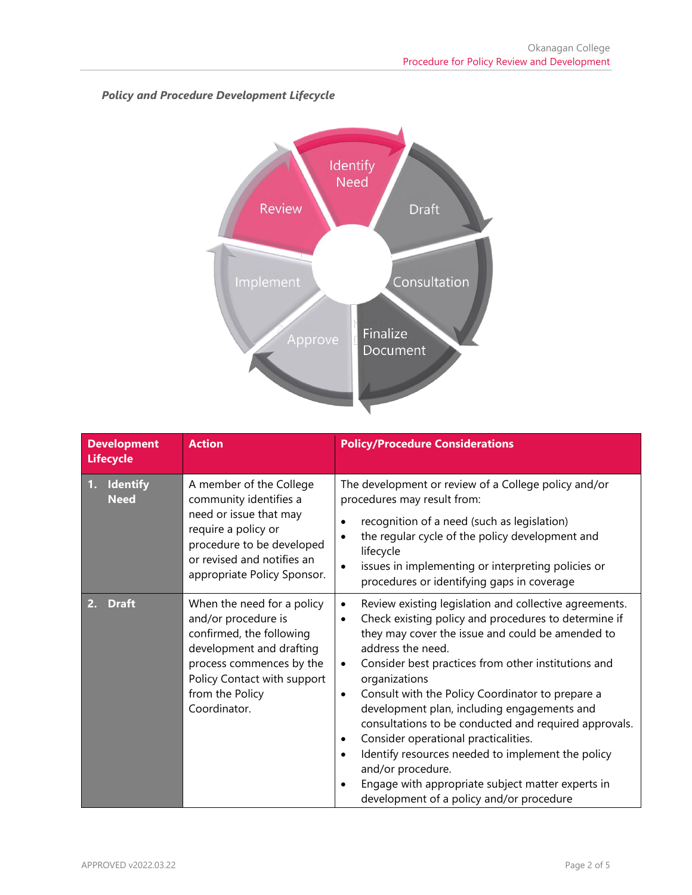***Policy and Procedure Development Lifecycle***

Identify Need → Draft → Consultation → Finalize Document → Approve → Implement → Review

| Development Lifecycle | Action | Policy/Procedure Considerations |
|---|---|---|
| **1. Identify Need** | A member of the College community identifies a need or issue that may require a policy or procedure to be developed or revised and notifies an appropriate Policy Sponsor. | The development or review of a College policy and/or procedures may result from:<br>• recognition of a need (such as legislation)<br>• the regular cycle of the policy development and lifecycle<br>• issues in implementing or interpreting policies or procedures or identifying gaps in coverage |
| **2. Draft** | When the need for a policy and/or procedure is confirmed, the following development and drafting process commences by the Policy Contact with support from the Policy Coordinator. | • Review existing legislation and collective agreements.<br>• Check existing policy and procedures to determine if they may cover the issue and could be amended to address the need.<br>• Consider best practices from other institutions and organizations<br>• Consult with the Policy Coordinator to prepare a development plan, including engagements and consultations to be conducted and required approvals.<br>• Consider operational practicalities.<br>• Identify resources needed to implement the policy and/or procedure.<br>• Engage with appropriate subject matter experts in development of a policy and/or procedure |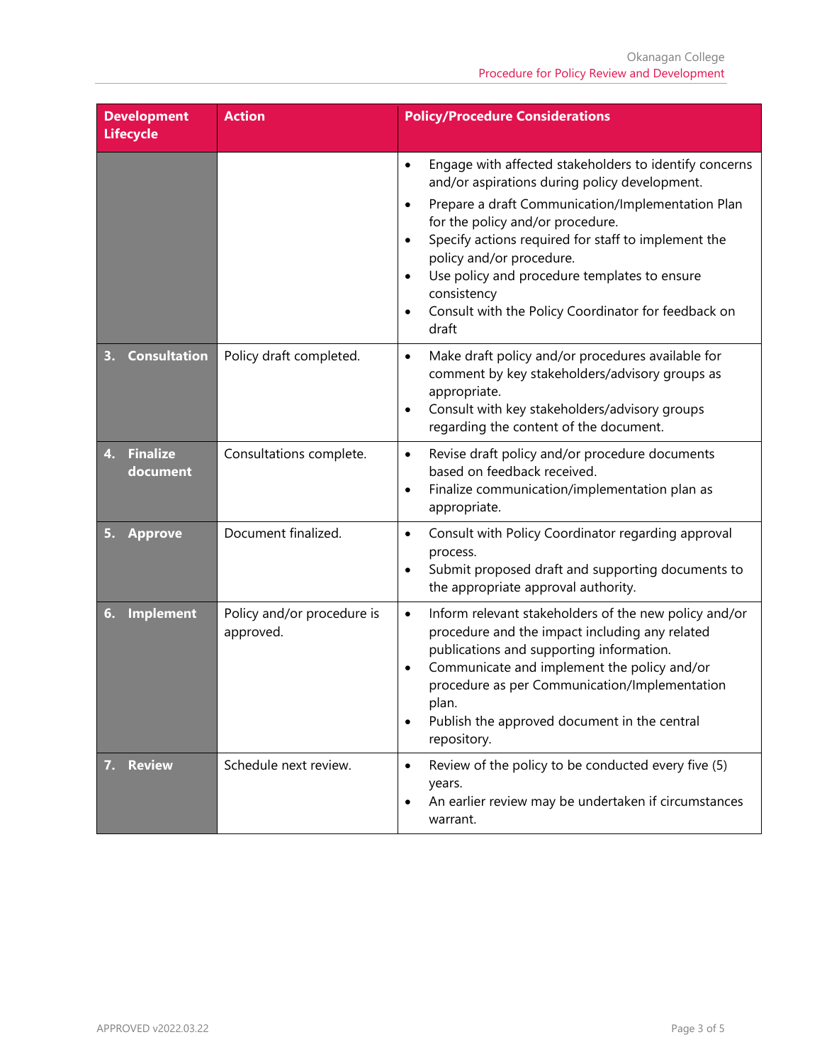| Development Lifecycle | Action | Policy/Procedure Considerations |
|---|---|---|
| | | • Engage with affected stakeholders to identify concerns and/or aspirations during policy development.<br>• Prepare a draft Communication/Implementation Plan for the policy and/or procedure.<br>• Specify actions required for staff to implement the policy and/or procedure.<br>• Use policy and procedure templates to ensure consistency<br>• Consult with the Policy Coordinator for feedback on draft |
| **3. Consultation** | Policy draft completed. | • Make draft policy and/or procedures available for comment by key stakeholders/advisory groups as appropriate.<br>• Consult with key stakeholders/advisory groups regarding the content of the document. |
| **4. Finalize document** | Consultations complete. | • Revise draft policy and/or procedure documents based on feedback received.<br>• Finalize communication/implementation plan as appropriate. |
| **5. Approve** | Document finalized. | • Consult with Policy Coordinator regarding approval process.<br>• Submit proposed draft and supporting documents to the appropriate approval authority. |
| **6. Implement** | Policy and/or procedure is approved. | • Inform relevant stakeholders of the new policy and/or procedure and the impact including any related publications and supporting information.<br>• Communicate and implement the policy and/or procedure as per Communication/Implementation plan.<br>• Publish the approved document in the central repository. |
| **7. Review** | Schedule next review. | • Review of the policy to be conducted every five (5) years.<br>• An earlier review may be undertaken if circumstances warrant. |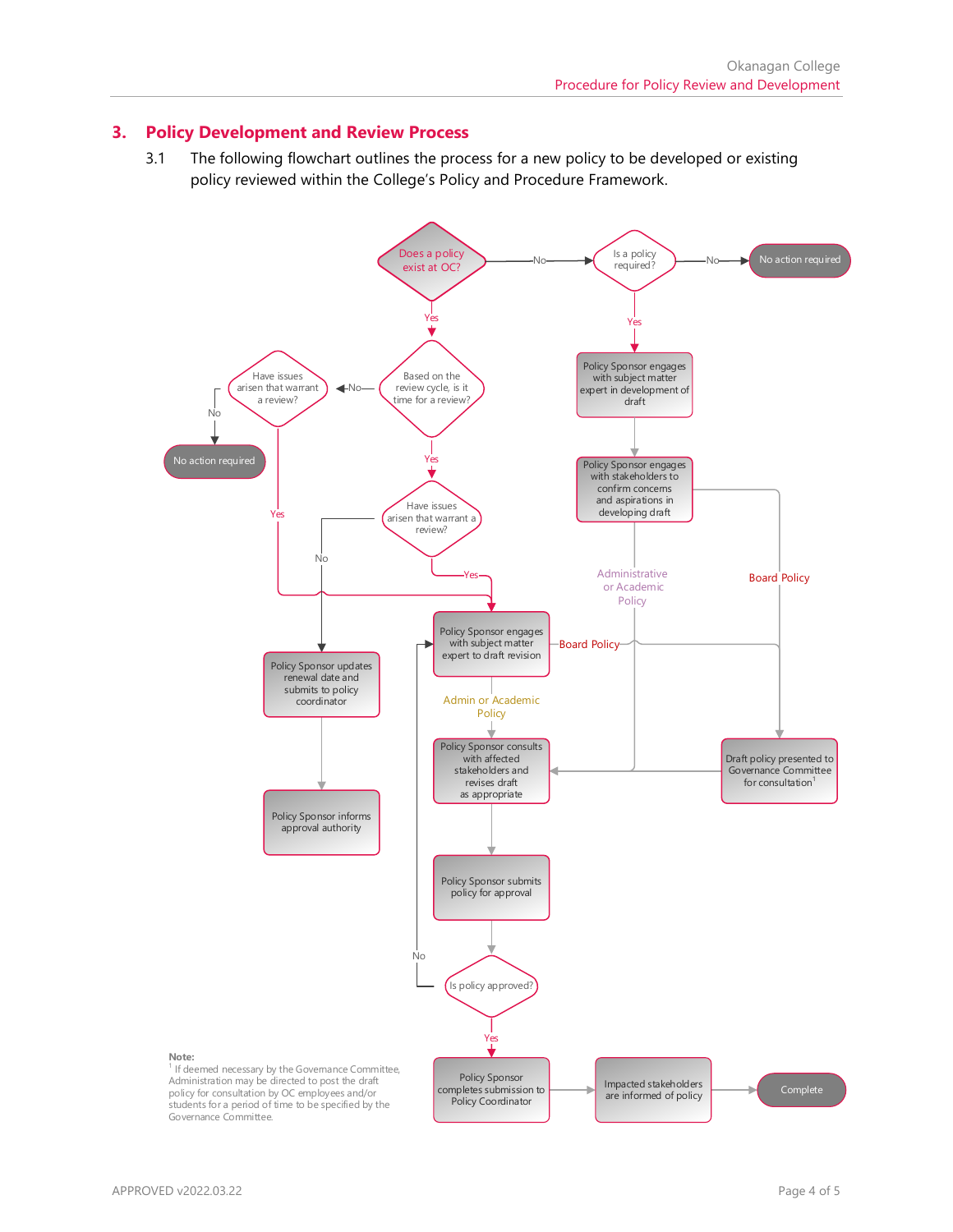## 3. Policy Development and Review Process

3.1 The following flowchart outlines the process for a new policy to be developed or existing policy reviewed within the College's Policy and Procedure Framework.

Does a policy exist at OC?

- No → Is a policy required?
  - No → No action required
  - Yes → Policy Sponsor engages with subject matter expert in development of draft
    - Policy Sponsor engages with stakeholders to confirm concerns and aspirations in developing draft
      - Administrative or Academic Policy → Policy Sponsor consults with affected stakeholders and revises draft as appropriate
      - Board Policy → Draft policy presented to Governance Committee for consultation[1] → Policy Sponsor consults with affected stakeholders and revises draft as appropriate
- Yes → Based on the review cycle, is it time for a review?
  - No → Have issues arisen that warrant a review?
    - No → No action required
    - Yes → Policy Sponsor engages with subject matter expert to draft revision
  - Yes → Have issues arisen that warrant a review?
    - No → Policy Sponsor updates renewal date and submits to policy coordinator → Policy Sponsor informs approval authority
    - Yes → Policy Sponsor engages with subject matter expert to draft revision
      - Admin or Academic Policy → Policy Sponsor consults with affected stakeholders and revises draft as appropriate
      - Board Policy → Draft policy presented to Governance Committee for consultation[1]

Policy Sponsor consults with affected stakeholders and revises draft as appropriate → Policy Sponsor submits policy for approval → Is policy approved?

- No → Policy Sponsor engages with subject matter expert to draft revision
- Yes → Policy Sponsor completes submission to Policy Coordinator → Impacted stakeholders are informed of policy → Complete

**Note:**
[1] If deemed necessary by the Governance Committee, Administration may be directed to post the draft policy for consultation by OC employees and/or students for a period of time to be specified by the Governance Committee.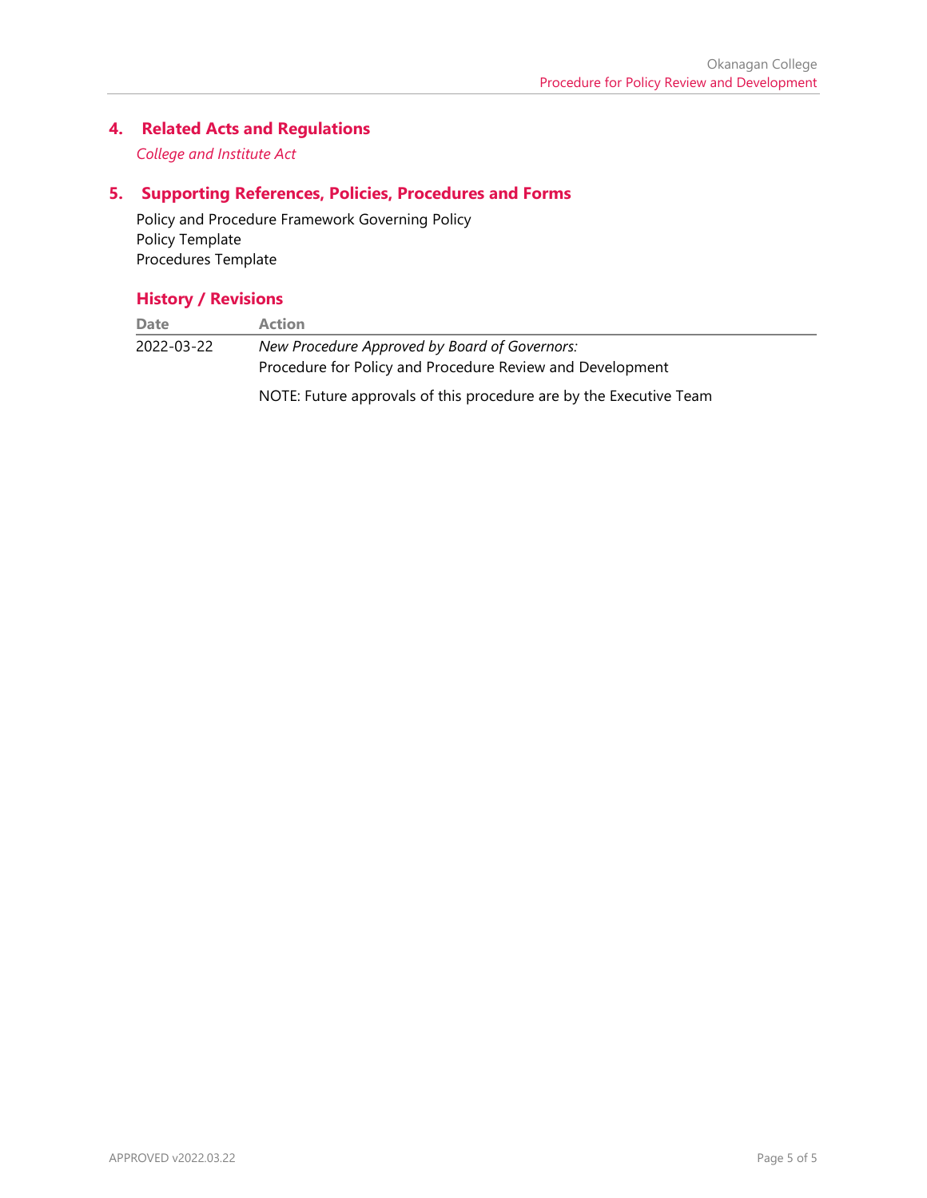## 4. Related Acts and Regulations

*College and Institute Act*

## 5. Supporting References, Policies, Procedures and Forms

Policy and Procedure Framework Governing Policy
Policy Template
Procedures Template

### History / Revisions

| Date | Action |
| --- | --- |
| 2022-03-22 | *New Procedure Approved by Board of Governors:* Procedure for Policy and Procedure Review and Development<br><br>NOTE: Future approvals of this procedure are by the Executive Team |